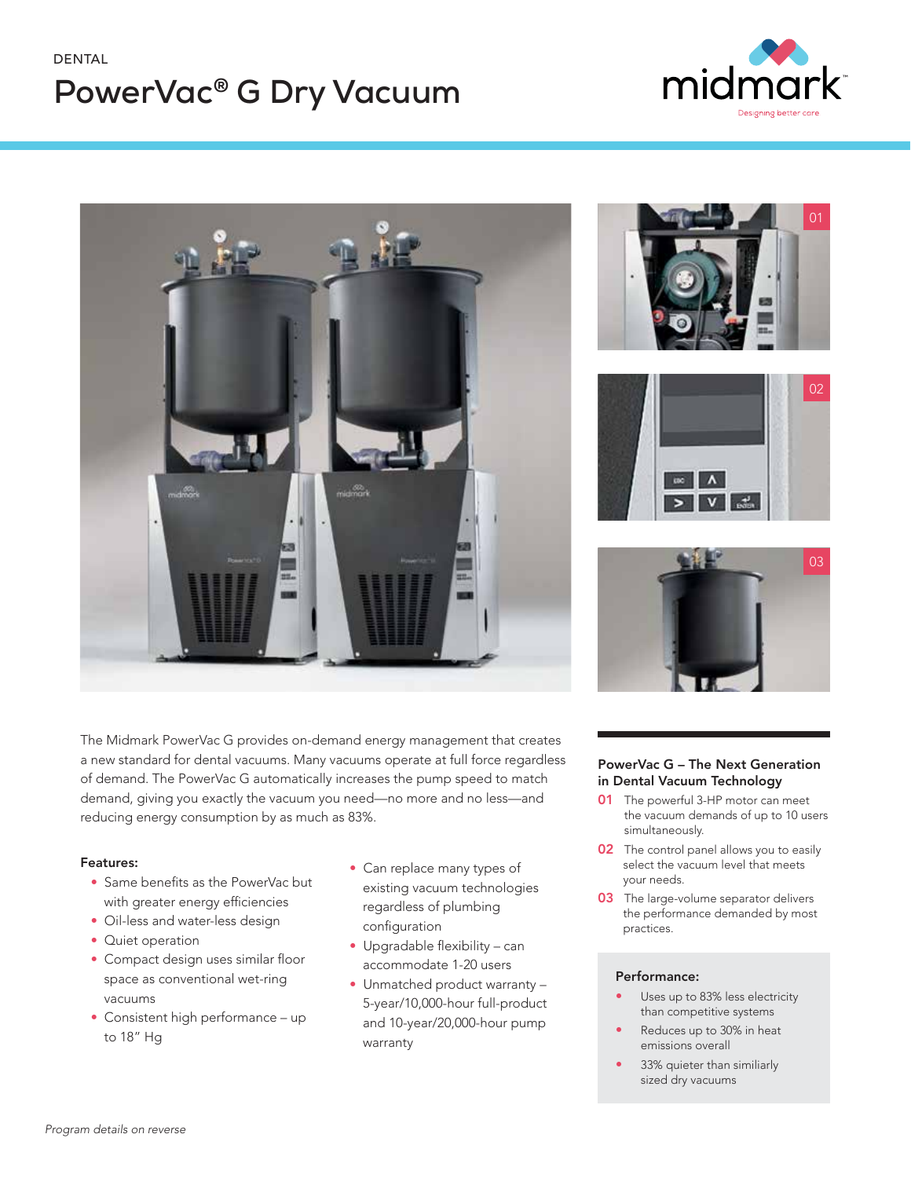DENTAL

# PowerVac® G Dry Vacuum

midmark

Designing better care

The Midmark PowerVac G provides on-demand energy management that creates a new standard for dental vacuums. Many vacuums operate at full force regardless of demand. The PowerVac G automatically increases the pump speed to match demand, giving you exactly the vacuum you need—no more and no less—and reducing energy consumption by as much as 83%.

**Features:**

- Same benefits as the PowerVac but with greater energy efficiencies
- Oil-less and water-less design
- Quiet operation
- Compact design uses similar floor space as conventional wet-ring vacuums
- Consistent high performance – up to 18" Hg
- Can replace many types of existing vacuum technologies regardless of plumbing configuration
- Upgradable flexibility – can accommodate 1-20 users
- Unmatched product warranty – 5-year/10,000-hour full-product and 10-year/20,000-hour pump warranty

## PowerVac G – The Next Generation in Dental Vacuum Technology

**01** The powerful 3-HP motor can meet the vacuum demands of up to 10 users simultaneously.

**02** The control panel allows you to easily select the vacuum level that meets your needs.

**03** The large-volume separator delivers the performance demanded by most practices.

**Performance:**

- Uses up to 83% less electricity than competitive systems
- Reduces up to 30% in heat emissions overall
- 33% quieter than similiarly sized dry vacuums

*Program details on reverse*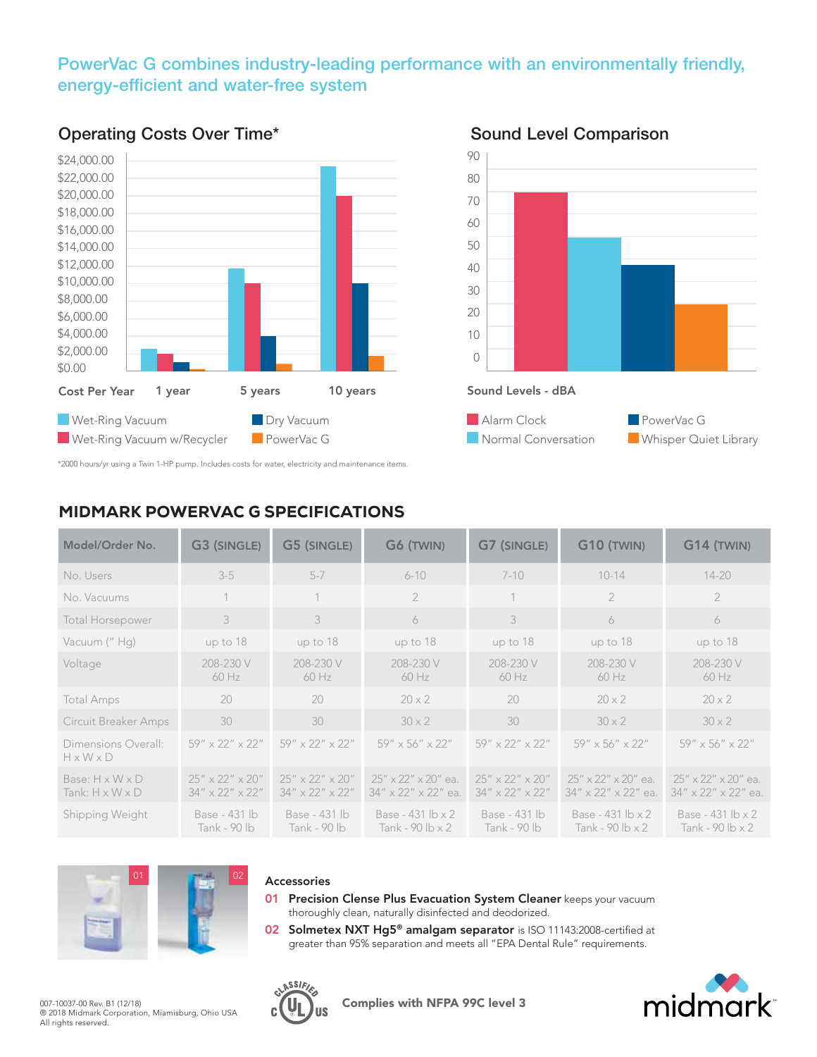## PowerVac G combines industry-leading performance with an environmentally friendly, energy-efficient and water-free system

### Operating Costs Over Time*

$24,000.00
$22,000.00
$20,000.00
$18,000.00
$16,000.00
$14,000.00
$12,000.00
$10,000.00
$8,000.00
$6,000.00
$4,000.00
$2,000.00
$0.00

Cost Per Year 1 year 5 years 10 years

Wet-Ring Vacuum
Wet-Ring Vacuum w/Recycler
Dry Vacuum
PowerVac G

*2000 hours/yr using a Twin 1-HP pump. Includes costs for water, electricity and maintenance items.

### Sound Level Comparison

90
80
70
60
50
40
30
20
10
0

Sound Levels - dBA

Alarm Clock
Normal Conversation
PowerVac G
Whisper Quiet Library

## MIDMARK POWERVAC G SPECIFICATIONS

| Model/Order No. | G3 (SINGLE) | G5 (SINGLE) | G6 (TWIN) | G7 (SINGLE) | G10 (TWIN) | G14 (TWIN) |
|---|---|---|---|---|---|---|
| No. Users | 3-5 | 5-7 | 6-10 | 7-10 | 10-14 | 14-20 |
| No. Vacuums | 1 | 1 | 2 | 1 | 2 | 2 |
| Total Horsepower | 3 | 3 | 6 | 3 | 6 | 6 |
| Vacuum (" Hg) | up to 18 | up to 18 | up to 18 | up to 18 | up to 18 | up to 18 |
| Voltage | 208-230 V 60 Hz | 208-230 V 60 Hz | 208-230 V 60 Hz | 208-230 V 60 Hz | 208-230 V 60 Hz | 208-230 V 60 Hz |
| Total Amps | 20 | 20 | 20 x 2 | 20 | 20 x 2 | 20 x 2 |
| Circuit Breaker Amps | 30 | 30 | 30 x 2 | 30 | 30 x 2 | 30 x 2 |
| Dimensions Overall: H x W x D | 59" x 22" x 22" | 59" x 22" x 22" | 59" x 56" x 22" | 59" x 22" x 22" | 59" x 56" x 22" | 59" x 56" x 22" |
| Base: H x W x D Tank: H x W x D | 25" x 22" x 20" 34" x 22" x 22" | 25" x 22" x 20" 34" x 22" x 22" | 25" x 22" x 20" ea. 34" x 22" x 22" ea. | 25" x 22" x 20" 34" x 22" x 22" | 25" x 22" x 20" ea. 34" x 22" x 22" ea. | 25" x 22" x 20" ea. 34" x 22" x 22" ea. |
| Shipping Weight | Base - 431 lb Tank - 90 lb | Base - 431 lb Tank - 90 lb | Base - 431 lb x 2 Tank - 90 lb x 2 | Base - 431 lb Tank - 90 lb | Base - 431 lb x 2 Tank - 90 lb x 2 | Base - 431 lb x 2 Tank - 90 lb x 2 |

01

02

### Accessories

01 **Precision Clense Plus Evacuation System Cleaner** keeps your vacuum thoroughly clean, naturally disinfected and deodorized.

02 **Solmetex NXT Hg5® amalgam separator** is ISO 11143:2008-certified at greater than 95% separation and meets all "EPA Dental Rule" requirements.

007-10037-00 Rev. B1 (12/18)
® 2018 Midmark Corporation, Miamisburg, Ohio USA
All rights reserved.

CLASSIFIED C UL US

**Complies with NFPA 99C level 3**

midmark